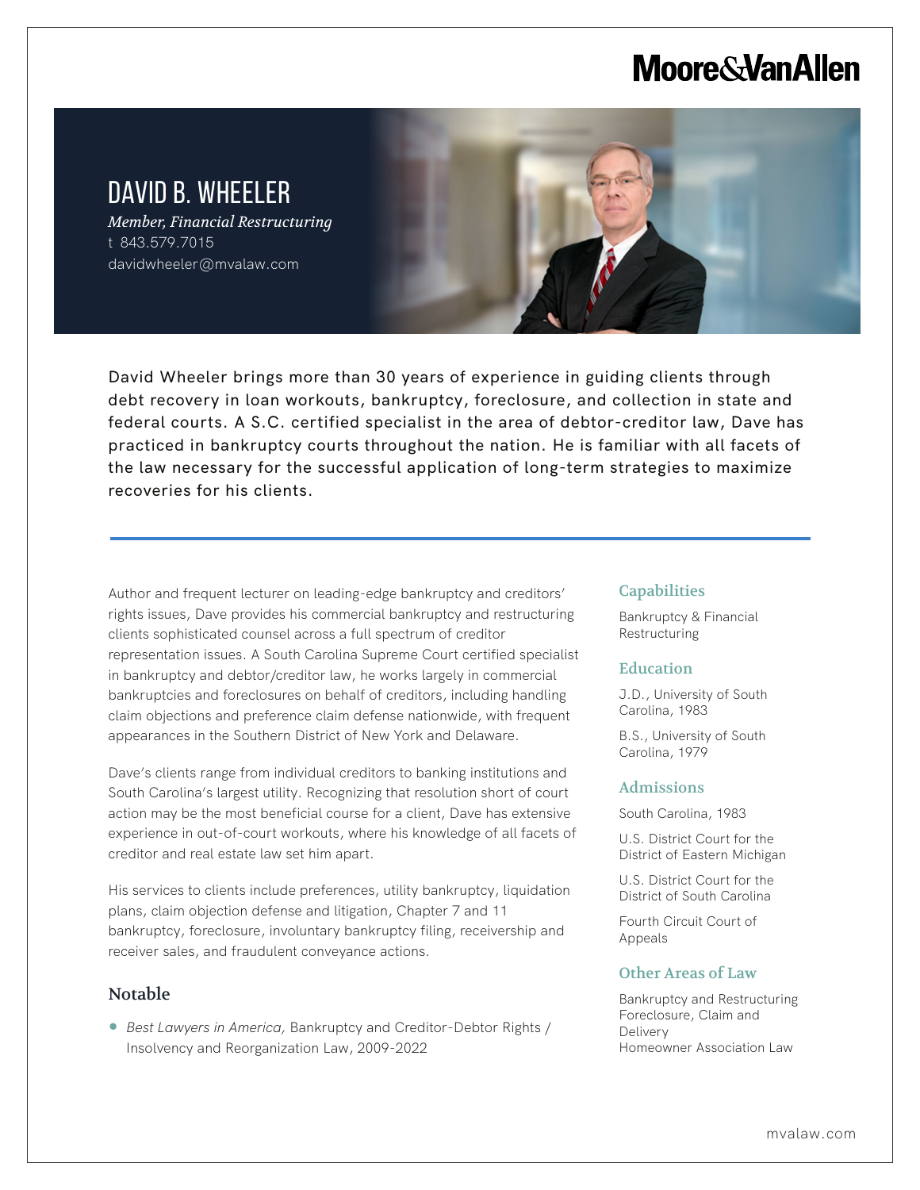Moore&VanAllen

# DAVID B. WHEELER

*Member, Financial Restructuring*
t 843.579.7015
davidwheeler@mvalaw.com

David Wheeler brings more than 30 years of experience in guiding clients through debt recovery in loan workouts, bankruptcy, foreclosure, and collection in state and federal courts. A S.C. certified specialist in the area of debtor-creditor law, Dave has practiced in bankruptcy courts throughout the nation. He is familiar with all facets of the law necessary for the successful application of long-term strategies to maximize recoveries for his clients.

Author and frequent lecturer on leading-edge bankruptcy and creditors' rights issues, Dave provides his commercial bankruptcy and restructuring clients sophisticated counsel across a full spectrum of creditor representation issues. A South Carolina Supreme Court certified specialist in bankruptcy and debtor/creditor law, he works largely in commercial bankruptcies and foreclosures on behalf of creditors, including handling claim objections and preference claim defense nationwide, with frequent appearances in the Southern District of New York and Delaware.

Dave's clients range from individual creditors to banking institutions and South Carolina's largest utility. Recognizing that resolution short of court action may be the most beneficial course for a client, Dave has extensive experience in out-of-court workouts, where his knowledge of all facets of creditor and real estate law set him apart.

His services to clients include preferences, utility bankruptcy, liquidation plans, claim objection defense and litigation, Chapter 7 and 11 bankruptcy, foreclosure, involuntary bankruptcy filing, receivership and receiver sales, and fraudulent conveyance actions.

## Notable

- *Best Lawyers in America,* Bankruptcy and Creditor-Debtor Rights / Insolvency and Reorganization Law, 2009-2022

## Capabilities

Bankruptcy & Financial Restructuring

## Education

J.D., University of South Carolina, 1983

B.S., University of South Carolina, 1979

## Admissions

South Carolina, 1983

U.S. District Court for the District of Eastern Michigan

U.S. District Court for the District of South Carolina

Fourth Circuit Court of Appeals

## Other Areas of Law

Bankruptcy and Restructuring
Foreclosure, Claim and Delivery
Homeowner Association Law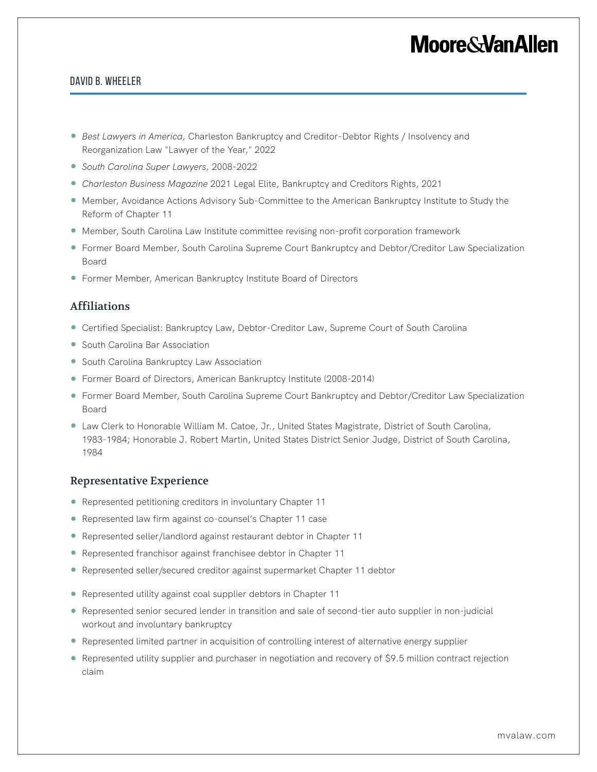- *Best Lawyers in America,* Charleston Bankruptcy and Creditor-Debtor Rights / Insolvency and Reorganization Law "Lawyer of the Year," 2022
- *South Carolina Super Lawyers,* 2008-2022
- *Charleston Business Magazine* 2021 Legal Elite, Bankruptcy and Creditors Rights, 2021
- Member, Avoidance Actions Advisory Sub-Committee to the American Bankruptcy Institute to Study the Reform of Chapter 11
- Member, South Carolina Law Institute committee revising non-profit corporation framework
- Former Board Member, South Carolina Supreme Court Bankruptcy and Debtor/Creditor Law Specialization Board
- Former Member, American Bankruptcy Institute Board of Directors

## Affiliations

- Certified Specialist: Bankruptcy Law, Debtor-Creditor Law, Supreme Court of South Carolina
- South Carolina Bar Association
- South Carolina Bankruptcy Law Association
- Former Board of Directors, American Bankruptcy Institute (2008-2014)
- Former Board Member, South Carolina Supreme Court Bankruptcy and Debtor/Creditor Law Specialization Board
- Law Clerk to Honorable William M. Catoe, Jr., United States Magistrate, District of South Carolina, 1983-1984; Honorable J. Robert Martin, United States District Senior Judge, District of South Carolina, 1984

## Representative Experience

- Represented petitioning creditors in involuntary Chapter 11
- Represented law firm against co-counsel's Chapter 11 case
- Represented seller/landlord against restaurant debtor in Chapter 11
- Represented franchisor against franchisee debtor in Chapter 11
- Represented seller/secured creditor against supermarket Chapter 11 debtor
- Represented utility against coal supplier debtors in Chapter 11
- Represented senior secured lender in transition and sale of second-tier auto supplier in non-judicial workout and involuntary bankruptcy
- Represented limited partner in acquisition of controlling interest of alternative energy supplier
- Represented utility supplier and purchaser in negotiation and recovery of $9.5 million contract rejection claim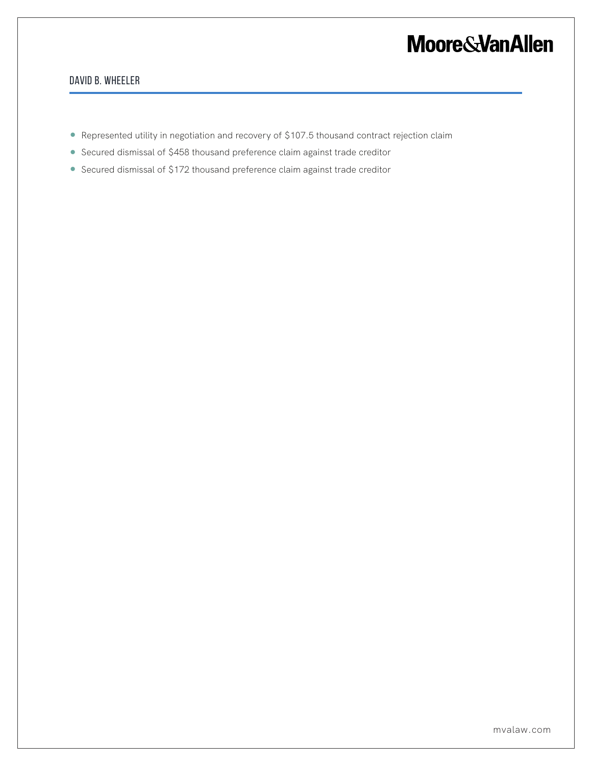- Represented utility in negotiation and recovery of $107.5 thousand contract rejection claim
- Secured dismissal of $458 thousand preference claim against trade creditor
- Secured dismissal of $172 thousand preference claim against trade creditor